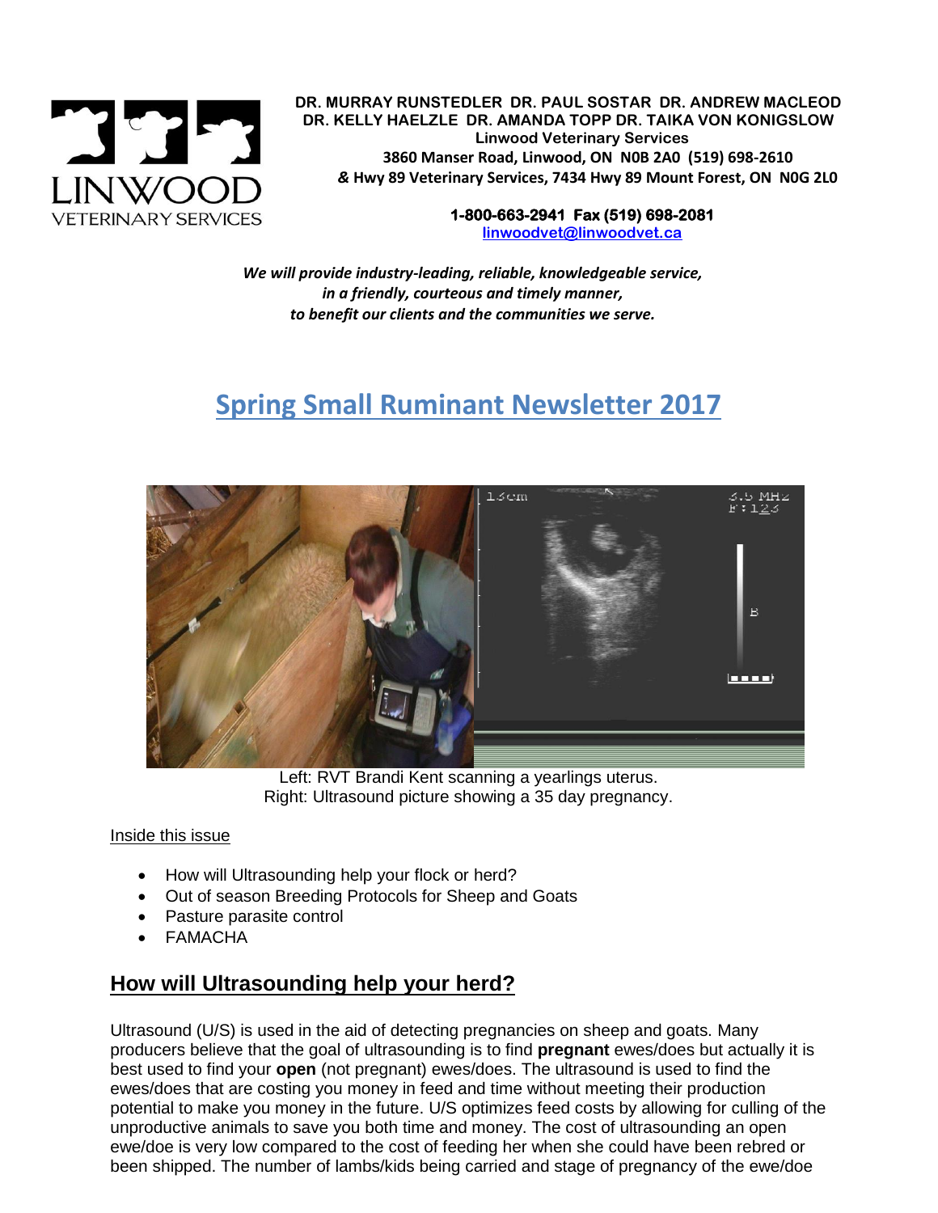DR. MURRAY RUNSTEDLER DR. PAUL SOSTAR DR. ANDREW MACLEOD
DR. KELLY HAELZLE DR. AMANDA TOPP DR. TAIKA VON KONIGSLOW
Linwood Veterinary Services
3860 Manser Road, Linwood, ON N0B 2A0 (519) 698-2610
& Hwy 89 Veterinary Services, 7434 Hwy 89 Mount Forest, ON N0G 2L0

**1-800-663-2941 Fax (519) 698-2081**
linwoodvet@linwoodvet.ca

***We will provide industry-leading, reliable, knowledgeable service,***
***in a friendly, courteous and timely manner,***
***to benefit our clients and the communities we serve.***

# Spring Small Ruminant Newsletter 2017

Left: RVT Brandi Kent scanning a yearlings uterus.
Right: Ultrasound picture showing a 35 day pregnancy.

Inside this issue

- How will Ultrasounding help your flock or herd?
- Out of season Breeding Protocols for Sheep and Goats
- Pasture parasite control
- FAMACHA

## How will Ultrasounding help your herd?

Ultrasound (U/S) is used in the aid of detecting pregnancies on sheep and goats. Many producers believe that the goal of ultrasounding is to find **pregnant** ewes/does but actually it is best used to find your **open** (not pregnant) ewes/does. The ultrasound is used to find the ewes/does that are costing you money in feed and time without meeting their production potential to make you money in the future. U/S optimizes feed costs by allowing for culling of the unproductive animals to save you both time and money. The cost of ultrasounding an open ewe/doe is very low compared to the cost of feeding her when she could have been rebred or been shipped. The number of lambs/kids being carried and stage of pregnancy of the ewe/doe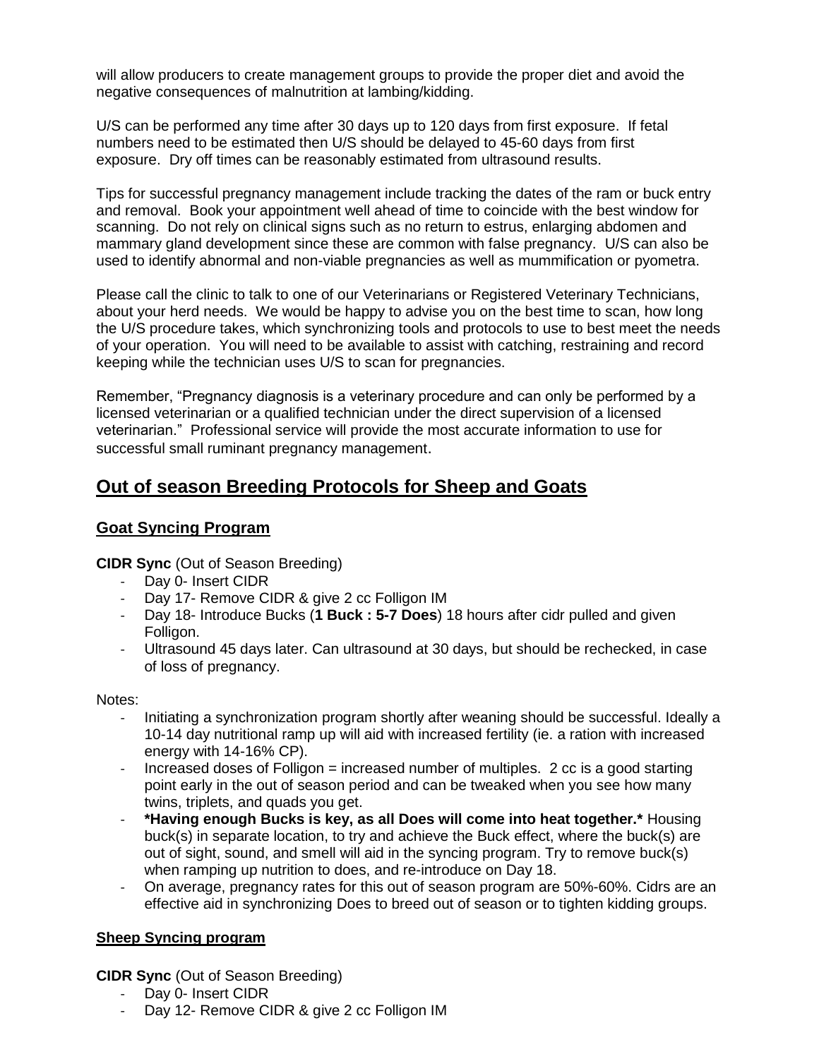will allow producers to create management groups to provide the proper diet and avoid the negative consequences of malnutrition at lambing/kidding.

U/S can be performed any time after 30 days up to 120 days from first exposure. If fetal numbers need to be estimated then U/S should be delayed to 45-60 days from first exposure. Dry off times can be reasonably estimated from ultrasound results.

Tips for successful pregnancy management include tracking the dates of the ram or buck entry and removal. Book your appointment well ahead of time to coincide with the best window for scanning. Do not rely on clinical signs such as no return to estrus, enlarging abdomen and mammary gland development since these are common with false pregnancy. U/S can also be used to identify abnormal and non-viable pregnancies as well as mummification or pyometra.

Please call the clinic to talk to one of our Veterinarians or Registered Veterinary Technicians, about your herd needs. We would be happy to advise you on the best time to scan, how long the U/S procedure takes, which synchronizing tools and protocols to use to best meet the needs of your operation. You will need to be available to assist with catching, restraining and record keeping while the technician uses U/S to scan for pregnancies.

Remember, "Pregnancy diagnosis is a veterinary procedure and can only be performed by a licensed veterinarian or a qualified technician under the direct supervision of a licensed veterinarian." Professional service will provide the most accurate information to use for successful small ruminant pregnancy management.

## Out of season Breeding Protocols for Sheep and Goats

### Goat Syncing Program

**CIDR Sync** (Out of Season Breeding)

- Day 0- Insert CIDR
- Day 17- Remove CIDR & give 2 cc Folligon IM
- Day 18- Introduce Bucks (**1 Buck : 5-7 Does**) 18 hours after cidr pulled and given Folligon.
- Ultrasound 45 days later. Can ultrasound at 30 days, but should be rechecked, in case of loss of pregnancy.

Notes:

- Initiating a synchronization program shortly after weaning should be successful. Ideally a 10-14 day nutritional ramp up will aid with increased fertility (ie. a ration with increased energy with 14-16% CP).
- Increased doses of Folligon = increased number of multiples. 2 cc is a good starting point early in the out of season period and can be tweaked when you see how many twins, triplets, and quads you get.
- **\*Having enough Bucks is key, as all Does will come into heat together.\*** Housing buck(s) in separate location, to try and achieve the Buck effect, where the buck(s) are out of sight, sound, and smell will aid in the syncing program. Try to remove buck(s) when ramping up nutrition to does, and re-introduce on Day 18.
- On average, pregnancy rates for this out of season program are 50%-60%. Cidrs are an effective aid in synchronizing Does to breed out of season or to tighten kidding groups.

### Sheep Syncing program

**CIDR Sync** (Out of Season Breeding)

- Day 0- Insert CIDR
- Day 12- Remove CIDR & give 2 cc Folligon IM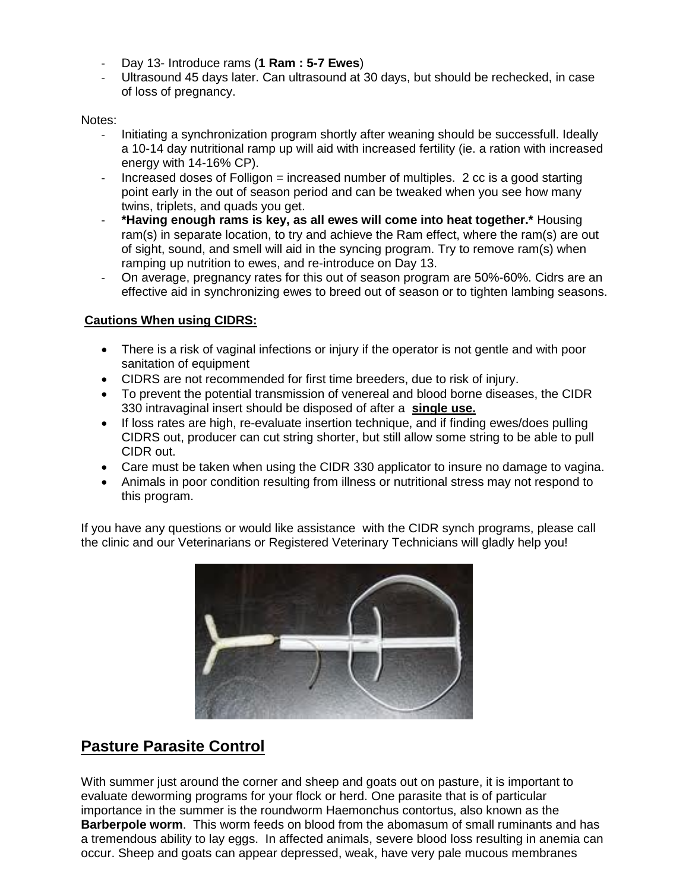- Day 13- Introduce rams (**1 Ram : 5-7 Ewes**)
- Ultrasound 45 days later. Can ultrasound at 30 days, but should be rechecked, in case of loss of pregnancy.

Notes:

- Initiating a synchronization program shortly after weaning should be successfull. Ideally a 10-14 day nutritional ramp up will aid with increased fertility (ie. a ration with increased energy with 14-16% CP).
- Increased doses of Folligon = increased number of multiples. 2 cc is a good starting point early in the out of season period and can be tweaked when you see how many twins, triplets, and quads you get.
- ***Having enough rams is key, as all ewes will come into heat together.*** Housing ram(s) in separate location, to try and achieve the Ram effect, where the ram(s) are out of sight, sound, and smell will aid in the syncing program. Try to remove ram(s) when ramping up nutrition to ewes, and re-introduce on Day 13.
- On average, pregnancy rates for this out of season program are 50%-60%. Cidrs are an effective aid in synchronizing ewes to breed out of season or to tighten lambing seasons.

**Cautions When using CIDRS:**

- There is a risk of vaginal infections or injury if the operator is not gentle and with poor sanitation of equipment
- CIDRS are not recommended for first time breeders, due to risk of injury.
- To prevent the potential transmission of venereal and blood borne diseases, the CIDR 330 intravaginal insert should be disposed of after a **single use.**
- If loss rates are high, re-evaluate insertion technique, and if finding ewes/does pulling CIDRS out, producer can cut string shorter, but still allow some string to be able to pull CIDR out.
- Care must be taken when using the CIDR 330 applicator to insure no damage to vagina.
- Animals in poor condition resulting from illness or nutritional stress may not respond to this program.

If you have any questions or would like assistance with the CIDR synch programs, please call the clinic and our Veterinarians or Registered Veterinary Technicians will gladly help you!

## Pasture Parasite Control

With summer just around the corner and sheep and goats out on pasture, it is important to evaluate deworming programs for your flock or herd. One parasite that is of particular importance in the summer is the roundworm Haemonchus contortus, also known as the **Barberpole worm**. This worm feeds on blood from the abomasum of small ruminants and has a tremendous ability to lay eggs. In affected animals, severe blood loss resulting in anemia can occur. Sheep and goats can appear depressed, weak, have very pale mucous membranes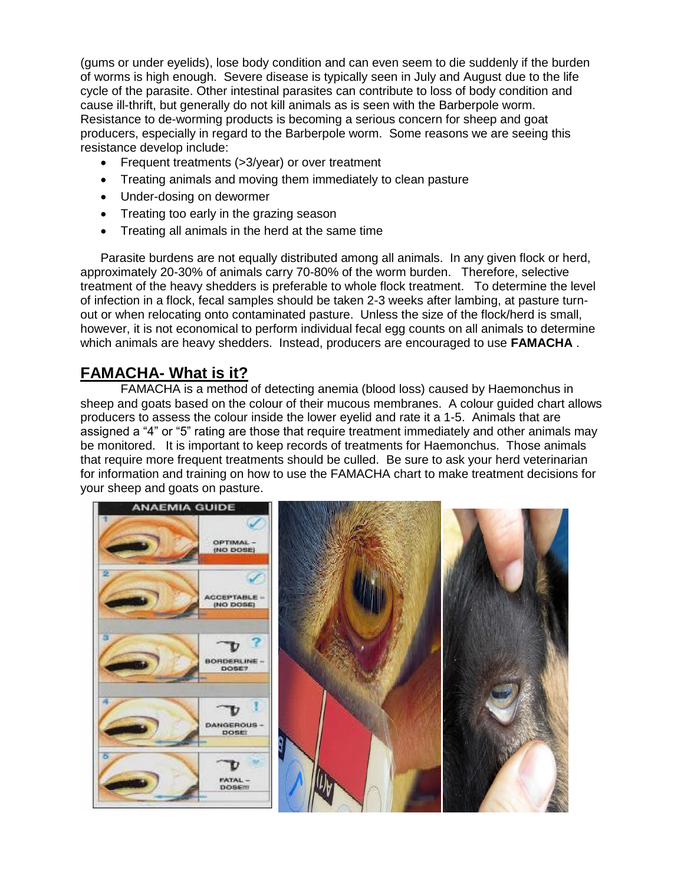(gums or under eyelids), lose body condition and can even seem to die suddenly if the burden of worms is high enough. Severe disease is typically seen in July and August due to the life cycle of the parasite. Other intestinal parasites can contribute to loss of body condition and cause ill-thrift, but generally do not kill animals as is seen with the Barberpole worm. Resistance to de-worming products is becoming a serious concern for sheep and goat producers, especially in regard to the Barberpole worm. Some reasons we are seeing this resistance develop include:

- Frequent treatments (>3/year) or over treatment
- Treating animals and moving them immediately to clean pasture
- Under-dosing on dewormer
- Treating too early in the grazing season
- Treating all animals in the herd at the same time

Parasite burdens are not equally distributed among all animals. In any given flock or herd, approximately 20-30% of animals carry 70-80% of the worm burden. Therefore, selective treatment of the heavy shedders is preferable to whole flock treatment. To determine the level of infection in a flock, fecal samples should be taken 2-3 weeks after lambing, at pasture turn-out or when relocating onto contaminated pasture. Unless the size of the flock/herd is small, however, it is not economical to perform individual fecal egg counts on all animals to determine which animals are heavy shedders. Instead, producers are encouraged to use **FAMACHA** .

## FAMACHA- What is it?

FAMACHA is a method of detecting anemia (blood loss) caused by Haemonchus in sheep and goats based on the colour of their mucous membranes. A colour guided chart allows producers to assess the colour inside the lower eyelid and rate it a 1-5. Animals that are assigned a "4" or "5" rating are those that require treatment immediately and other animals may be monitored. It is important to keep records of treatments for Haemonchus. Those animals that require more frequent treatments should be culled. Be sure to ask your herd veterinarian for information and training on how to use the FAMACHA chart to make treatment decisions for your sheep and goats on pasture.

ANAEMIA GUIDE
1 OPTIMAL – (NO DOSE)
2 ACCEPTABLE – (NO DOSE)
3 BORDERLINE – DOSE?
4 DANGEROUS – DOSE!
5 FATAL – DOSE!!!